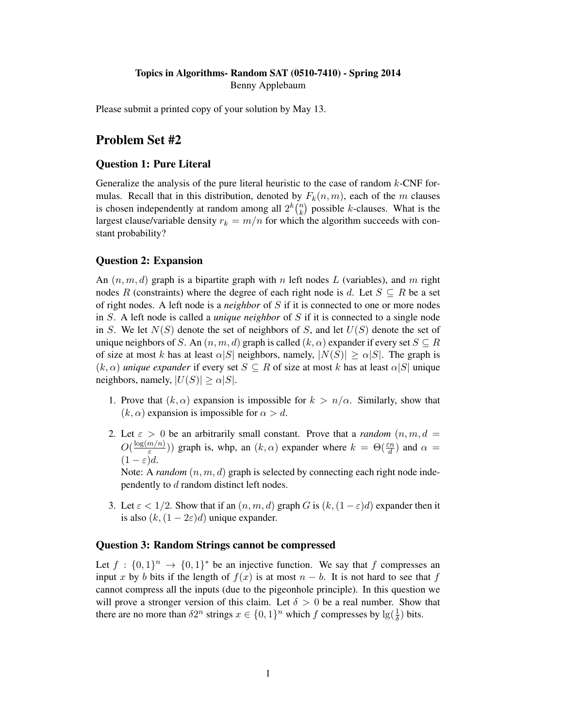**Topics in Algorithms- Random SAT (0510-7410) - Spring 2014**
Benny Applebaum

Please submit a printed copy of your solution by May 13.

# Problem Set #2

## Question 1: Pure Literal

Generalize the analysis of the pure literal heuristic to the case of random $k$-CNF formulas. Recall that in this distribution, denoted by $F_k(n, m)$, each of the $m$ clauses is chosen independently at random among all $2^k\binom{n}{k}$ possible $k$-clauses. What is the largest clause/variable density $r_k = m/n$ for which the algorithm succeeds with constant probability?

## Question 2: Expansion

An $(n, m, d)$ graph is a bipartite graph with $n$ left nodes $L$ (variables), and $m$ right nodes $R$ (constraints) where the degree of each right node is $d$. Let $S \subseteq R$ be a set of right nodes. A left node is a *neighbor* of $S$ if it is connected to one or more nodes in $S$. A left node is called a *unique neighbor* of $S$ if it is connected to a single node in $S$. We let $N(S)$ denote the set of neighbors of $S$, and let $U(S)$ denote the set of unique neighbors of $S$. An $(n, m, d)$ graph is called $(k, \alpha)$ expander if every set $S \subseteq R$ of size at most $k$ has at least $\alpha|S|$ neighbors, namely, $|N(S)| \geq \alpha|S|$. The graph is $(k, \alpha)$ *unique expander* if every set $S \subseteq R$ of size at most $k$ has at least $\alpha|S|$ unique neighbors, namely, $|U(S)| \geq \alpha|S|$.

1. Prove that $(k, \alpha)$ expansion is impossible for $k > n/\alpha$. Similarly, show that $(k, \alpha)$ expansion is impossible for $\alpha > d$.

2. Let $\varepsilon > 0$ be an arbitrarily small constant. Prove that a *random* $(n, m, d = O(\frac{\log(m/n)}{\varepsilon}))$ graph is, whp, an $(k, \alpha)$ expander where $k = \Theta(\frac{\varepsilon n}{d})$ and $\alpha = (1 - \varepsilon)d$.
   Note: A *random* $(n, m, d)$ graph is selected by connecting each right node independently to $d$ random distinct left nodes.

3. Let $\varepsilon < 1/2$. Show that if an $(n, m, d)$ graph $G$ is $(k, (1 - \varepsilon)d)$ expander then it is also $(k, (1 - 2\varepsilon)d)$ unique expander.

## Question 3: Random Strings cannot be compressed

Let $f : \{0, 1\}^n \to \{0, 1\}^*$ be an injective function. We say that $f$ compresses an input $x$ by $b$ bits if the length of $f(x)$ is at most $n - b$. It is not hard to see that $f$ cannot compress all the inputs (due to the pigeonhole principle). In this question we will prove a stronger version of this claim. Let $\delta > 0$ be a real number. Show that there are no more than $\delta 2^n$ strings $x \in \{0, 1\}^n$ which $f$ compresses by $\lg(\frac{1}{\delta})$ bits.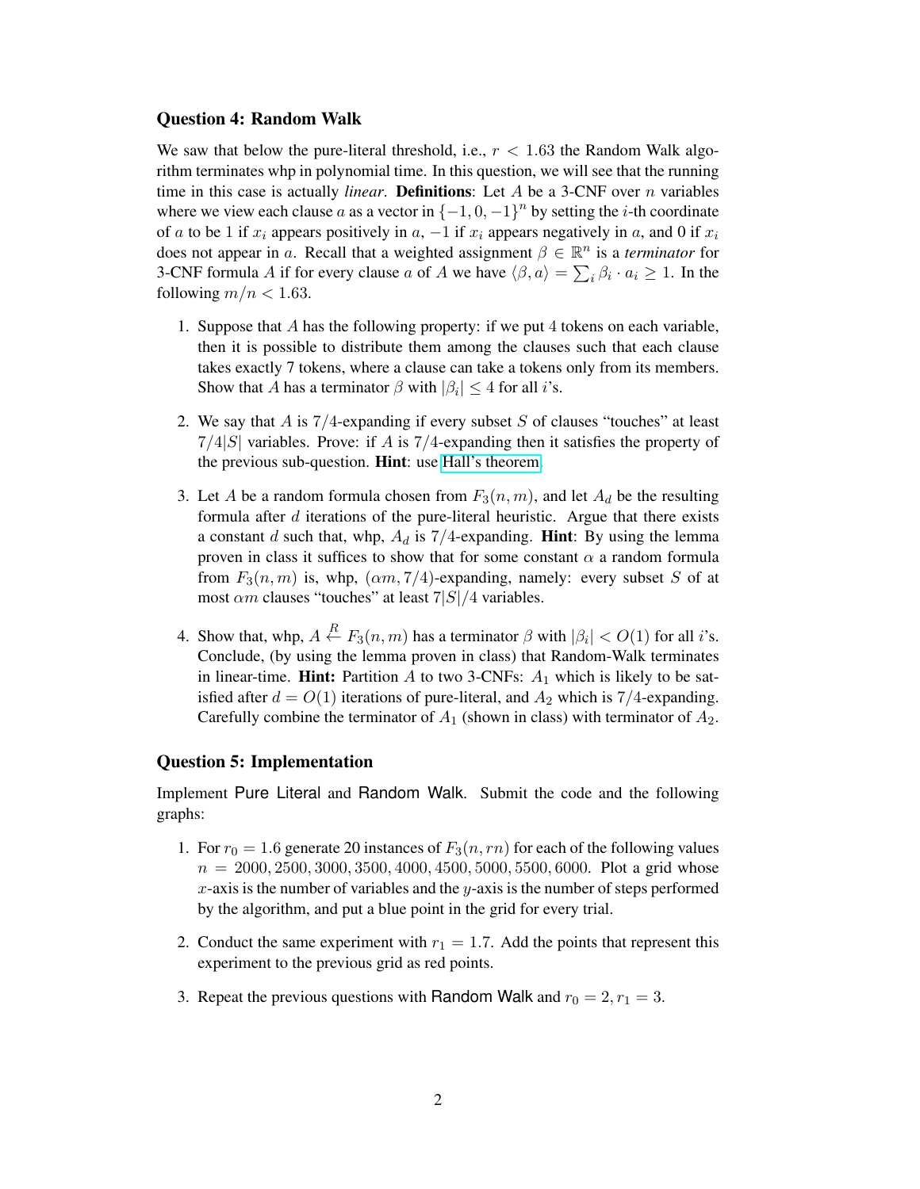### Question 4: Random Walk

We saw that below the pure-literal threshold, i.e., $r < 1.63$ the Random Walk algorithm terminates whp in polynomial time. In this question, we will see that the running time in this case is actually *linear*. **Definitions**: Let $A$ be a 3-CNF over $n$ variables where we view each clause $a$ as a vector in $\{-1, 0, -1\}^n$ by setting the $i$-th coordinate of $a$ to be 1 if $x_i$ appears positively in $a$, $-1$ if $x_i$ appears negatively in $a$, and 0 if $x_i$ does not appear in $a$. Recall that a weighted assignment $\beta \in \mathbb{R}^n$ is a *terminator* for 3-CNF formula $A$ if for every clause $a$ of $A$ we have $\langle \beta, a \rangle = \sum_i \beta_i \cdot a_i \geq 1$. In the following $m/n < 1.63$.

1. Suppose that $A$ has the following property: if we put 4 tokens on each variable, then it is possible to distribute them among the clauses such that each clause takes exactly 7 tokens, where a clause can take a tokens only from its members. Show that $A$ has a terminator $\beta$ with $|\beta_i| \leq 4$ for all $i$'s.

2. We say that $A$ is 7/4-expanding if every subset $S$ of clauses "touches" at least $7/4|S|$ variables. Prove: if $A$ is 7/4-expanding then it satisfies the property of the previous sub-question. **Hint**: use Hall's theorem.

3. Let $A$ be a random formula chosen from $F_3(n, m)$, and let $A_d$ be the resulting formula after $d$ iterations of the pure-literal heuristic. Argue that there exists a constant $d$ such that, whp, $A_d$ is 7/4-expanding. **Hint**: By using the lemma proven in class it suffices to show that for some constant $\alpha$ a random formula from $F_3(n, m)$ is, whp, $(\alpha m, 7/4)$-expanding, namely: every subset $S$ of at most $\alpha m$ clauses "touches" at least $7|S|/4$ variables.

4. Show that, whp, $A \stackrel{R}{\leftarrow} F_3(n, m)$ has a terminator $\beta$ with $|\beta_i| < O(1)$ for all $i$'s. Conclude, (by using the lemma proven in class) that Random-Walk terminates in linear-time. **Hint:** Partition $A$ to two 3-CNFs: $A_1$ which is likely to be satisfied after $d = O(1)$ iterations of pure-literal, and $A_2$ which is 7/4-expanding. Carefully combine the terminator of $A_1$ (shown in class) with terminator of $A_2$.

### Question 5: Implementation

Implement Pure Literal and Random Walk. Submit the code and the following graphs:

1. For $r_0 = 1.6$ generate 20 instances of $F_3(n, rn)$ for each of the following values $n = 2000, 2500, 3000, 3500, 4000, 4500, 5000, 5500, 6000$. Plot a grid whose $x$-axis is the number of variables and the $y$-axis is the number of steps performed by the algorithm, and put a blue point in the grid for every trial.

2. Conduct the same experiment with $r_1 = 1.7$. Add the points that represent this experiment to the previous grid as red points.

3. Repeat the previous questions with Random Walk and $r_0 = 2, r_1 = 3$.